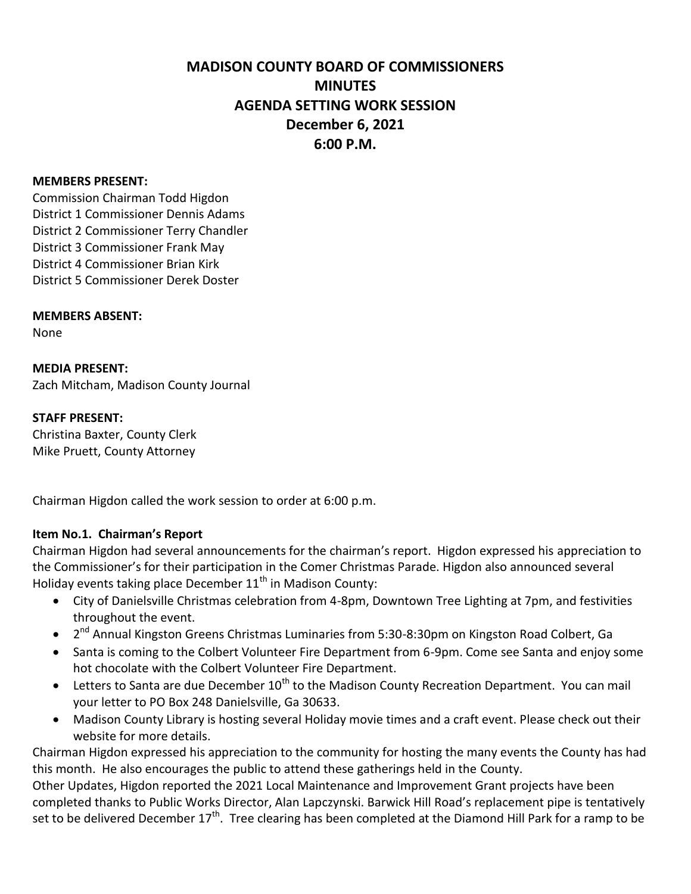# MADISON COUNTY BOARD OF COMMISSIONERS
# MINUTES
# AGENDA SETTING WORK SESSION
# December 6, 2021
# 6:00 P.M.

**MEMBERS PRESENT:**
Commission Chairman Todd Higdon
District 1 Commissioner Dennis Adams
District 2 Commissioner Terry Chandler
District 3 Commissioner Frank May
District 4 Commissioner Brian Kirk
District 5 Commissioner Derek Doster

**MEMBERS ABSENT:**
None

**MEDIA PRESENT:**
Zach Mitcham, Madison County Journal

**STAFF PRESENT:**
Christina Baxter, County Clerk
Mike Pruett, County Attorney

Chairman Higdon called the work session to order at 6:00 p.m.

**Item No.1. Chairman's Report**
Chairman Higdon had several announcements for the chairman's report. Higdon expressed his appreciation to the Commissioner's for their participation in the Comer Christmas Parade. Higdon also announced several Holiday events taking place December 11th in Madison County:

- City of Danielsville Christmas celebration from 4-8pm, Downtown Tree Lighting at 7pm, and festivities throughout the event.
- 2nd Annual Kingston Greens Christmas Luminaries from 5:30-8:30pm on Kingston Road Colbert, Ga
- Santa is coming to the Colbert Volunteer Fire Department from 6-9pm. Come see Santa and enjoy some hot chocolate with the Colbert Volunteer Fire Department.
- Letters to Santa are due December 10th to the Madison County Recreation Department. You can mail your letter to PO Box 248 Danielsville, Ga 30633.
- Madison County Library is hosting several Holiday movie times and a craft event. Please check out their website for more details.

Chairman Higdon expressed his appreciation to the community for hosting the many events the County has had this month. He also encourages the public to attend these gatherings held in the County.
Other Updates, Higdon reported the 2021 Local Maintenance and Improvement Grant projects have been completed thanks to Public Works Director, Alan Lapczynski. Barwick Hill Road's replacement pipe is tentatively set to be delivered December 17th. Tree clearing has been completed at the Diamond Hill Park for a ramp to be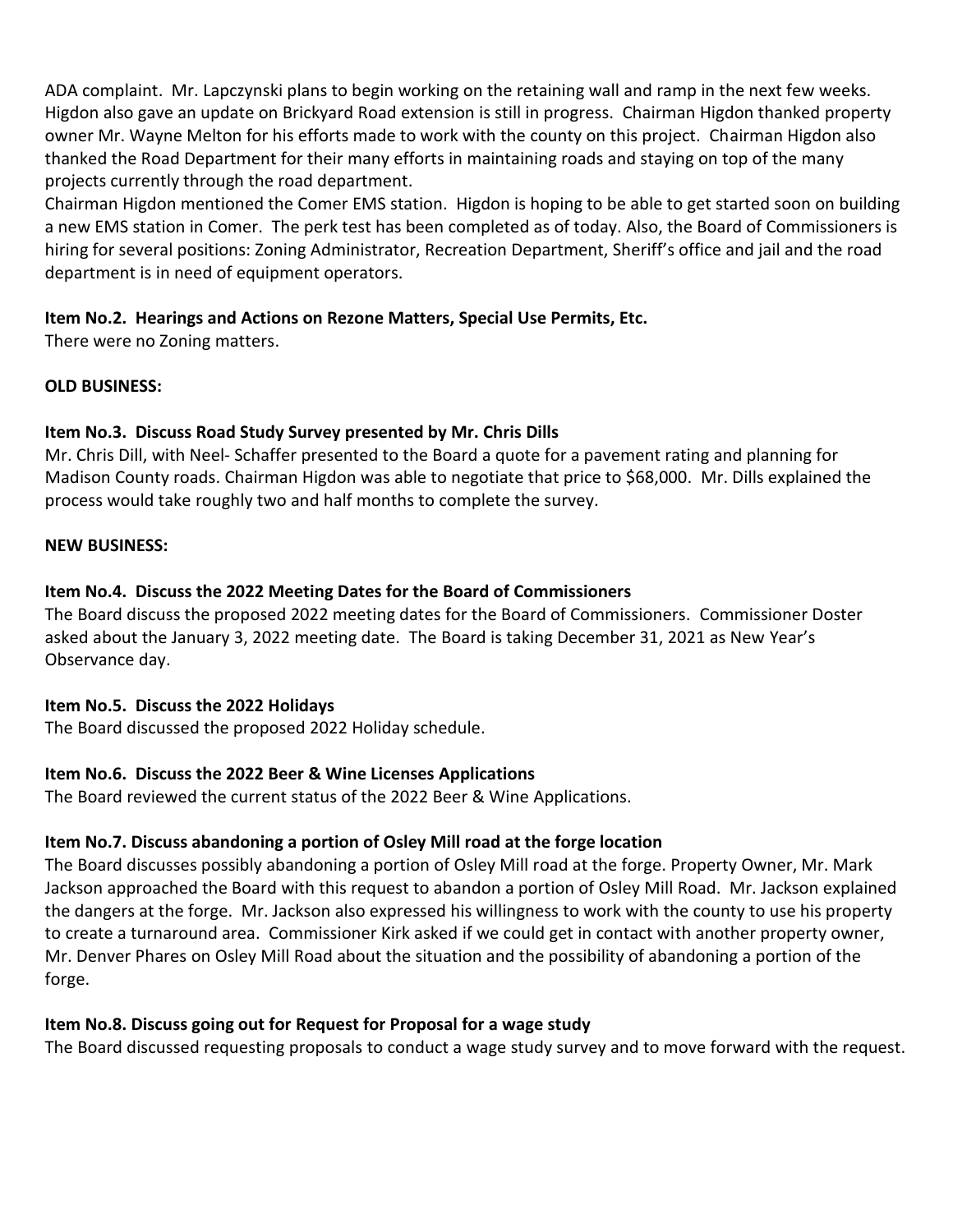ADA complaint. Mr. Lapczynski plans to begin working on the retaining wall and ramp in the next few weeks. Higdon also gave an update on Brickyard Road extension is still in progress. Chairman Higdon thanked property owner Mr. Wayne Melton for his efforts made to work with the county on this project. Chairman Higdon also thanked the Road Department for their many efforts in maintaining roads and staying on top of the many projects currently through the road department.

Chairman Higdon mentioned the Comer EMS station. Higdon is hoping to be able to get started soon on building a new EMS station in Comer. The perk test has been completed as of today. Also, the Board of Commissioners is hiring for several positions: Zoning Administrator, Recreation Department, Sheriff's office and jail and the road department is in need of equipment operators.

**Item No.2. Hearings and Actions on Rezone Matters, Special Use Permits, Etc.**

There were no Zoning matters.

**OLD BUSINESS:**

**Item No.3. Discuss Road Study Survey presented by Mr. Chris Dills**

Mr. Chris Dill, with Neel- Schaffer presented to the Board a quote for a pavement rating and planning for Madison County roads. Chairman Higdon was able to negotiate that price to $68,000. Mr. Dills explained the process would take roughly two and half months to complete the survey.

**NEW BUSINESS:**

**Item No.4. Discuss the 2022 Meeting Dates for the Board of Commissioners**

The Board discuss the proposed 2022 meeting dates for the Board of Commissioners. Commissioner Doster asked about the January 3, 2022 meeting date. The Board is taking December 31, 2021 as New Year's Observance day.

**Item No.5. Discuss the 2022 Holidays**

The Board discussed the proposed 2022 Holiday schedule.

**Item No.6. Discuss the 2022 Beer & Wine Licenses Applications**

The Board reviewed the current status of the 2022 Beer & Wine Applications.

**Item No.7. Discuss abandoning a portion of Osley Mill road at the forge location**

The Board discusses possibly abandoning a portion of Osley Mill road at the forge. Property Owner, Mr. Mark Jackson approached the Board with this request to abandon a portion of Osley Mill Road. Mr. Jackson explained the dangers at the forge. Mr. Jackson also expressed his willingness to work with the county to use his property to create a turnaround area. Commissioner Kirk asked if we could get in contact with another property owner, Mr. Denver Phares on Osley Mill Road about the situation and the possibility of abandoning a portion of the forge.

**Item No.8. Discuss going out for Request for Proposal for a wage study**

The Board discussed requesting proposals to conduct a wage study survey and to move forward with the request.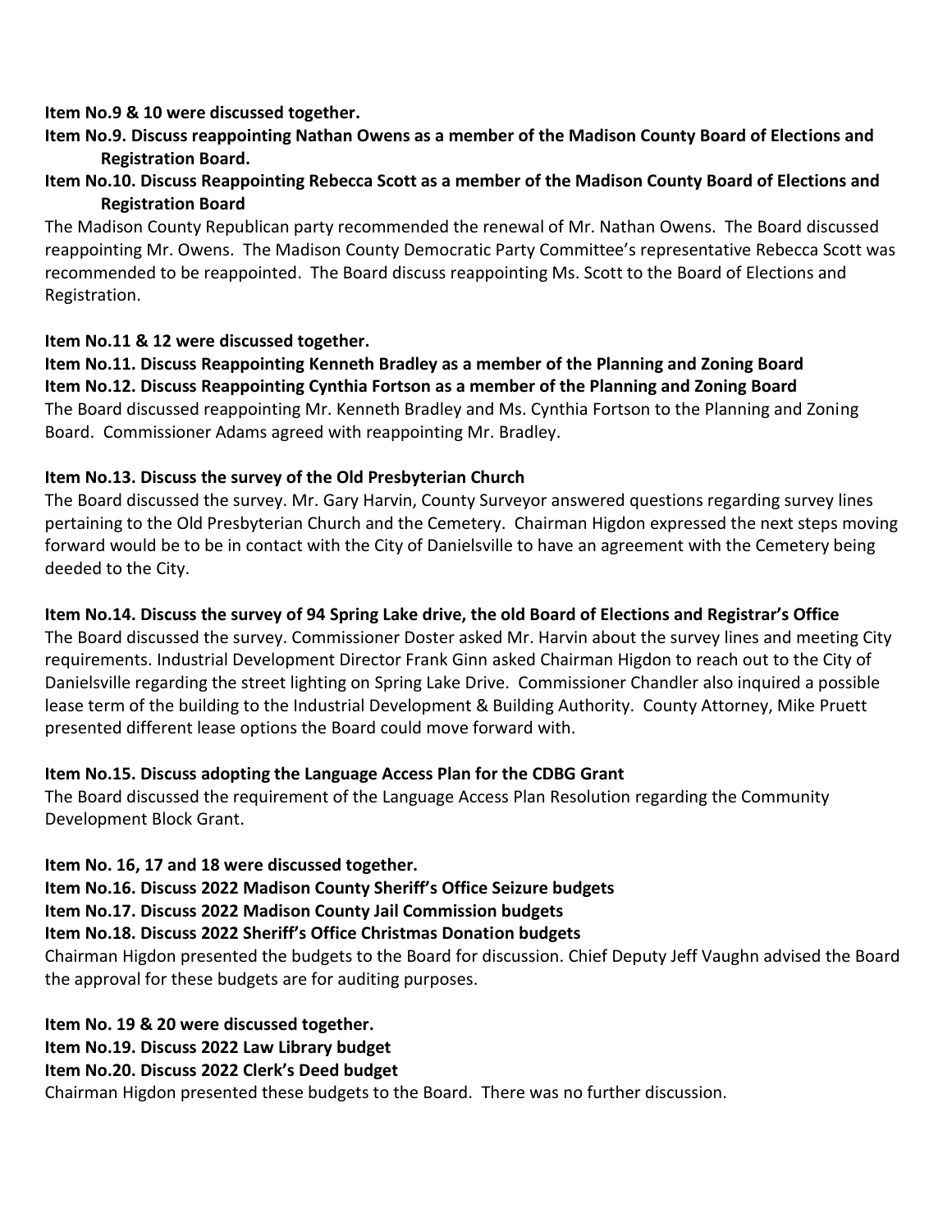**Item No.9 & 10 were discussed together.**

**Item No.9. Discuss reappointing Nathan Owens as a member of the Madison County Board of Elections and Registration Board.**

**Item No.10. Discuss Reappointing Rebecca Scott as a member of the Madison County Board of Elections and Registration Board**

The Madison County Republican party recommended the renewal of Mr. Nathan Owens. The Board discussed reappointing Mr. Owens. The Madison County Democratic Party Committee's representative Rebecca Scott was recommended to be reappointed. The Board discuss reappointing Ms. Scott to the Board of Elections and Registration.

**Item No.11 & 12 were discussed together.**

**Item No.11. Discuss Reappointing Kenneth Bradley as a member of the Planning and Zoning Board**

**Item No.12. Discuss Reappointing Cynthia Fortson as a member of the Planning and Zoning Board**

The Board discussed reappointing Mr. Kenneth Bradley and Ms. Cynthia Fortson to the Planning and Zoning Board. Commissioner Adams agreed with reappointing Mr. Bradley.

**Item No.13. Discuss the survey of the Old Presbyterian Church**

The Board discussed the survey. Mr. Gary Harvin, County Surveyor answered questions regarding survey lines pertaining to the Old Presbyterian Church and the Cemetery. Chairman Higdon expressed the next steps moving forward would be to be in contact with the City of Danielsville to have an agreement with the Cemetery being deeded to the City.

**Item No.14. Discuss the survey of 94 Spring Lake drive, the old Board of Elections and Registrar's Office**

The Board discussed the survey. Commissioner Doster asked Mr. Harvin about the survey lines and meeting City requirements. Industrial Development Director Frank Ginn asked Chairman Higdon to reach out to the City of Danielsville regarding the street lighting on Spring Lake Drive. Commissioner Chandler also inquired a possible lease term of the building to the Industrial Development & Building Authority. County Attorney, Mike Pruett presented different lease options the Board could move forward with.

**Item No.15. Discuss adopting the Language Access Plan for the CDBG Grant**

The Board discussed the requirement of the Language Access Plan Resolution regarding the Community Development Block Grant.

**Item No. 16, 17 and 18 were discussed together.**

**Item No.16. Discuss 2022 Madison County Sheriff's Office Seizure budgets**

**Item No.17. Discuss 2022 Madison County Jail Commission budgets**

**Item No.18. Discuss 2022 Sheriff's Office Christmas Donation budgets**

Chairman Higdon presented the budgets to the Board for discussion. Chief Deputy Jeff Vaughn advised the Board the approval for these budgets are for auditing purposes.

**Item No. 19 & 20 were discussed together.**

**Item No.19. Discuss 2022 Law Library budget**

**Item No.20. Discuss 2022 Clerk's Deed budget**

Chairman Higdon presented these budgets to the Board. There was no further discussion.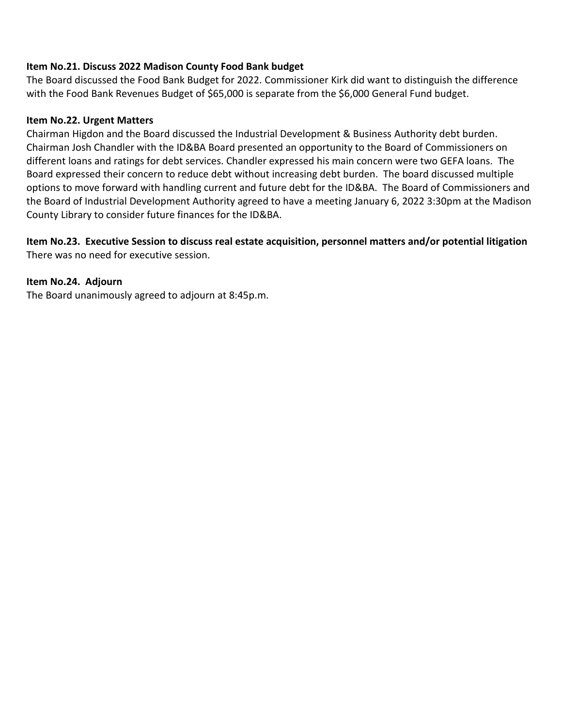**Item No.21. Discuss 2022 Madison County Food Bank budget**

The Board discussed the Food Bank Budget for 2022. Commissioner Kirk did want to distinguish the difference with the Food Bank Revenues Budget of $65,000 is separate from the $6,000 General Fund budget.

**Item No.22. Urgent Matters**

Chairman Higdon and the Board discussed the Industrial Development & Business Authority debt burden. Chairman Josh Chandler with the ID&BA Board presented an opportunity to the Board of Commissioners on different loans and ratings for debt services. Chandler expressed his main concern were two GEFA loans. The Board expressed their concern to reduce debt without increasing debt burden. The board discussed multiple options to move forward with handling current and future debt for the ID&BA. The Board of Commissioners and the Board of Industrial Development Authority agreed to have a meeting January 6, 2022 3:30pm at the Madison County Library to consider future finances for the ID&BA.

**Item No.23. Executive Session to discuss real estate acquisition, personnel matters and/or potential litigation**

There was no need for executive session.

**Item No.24. Adjourn**

The Board unanimously agreed to adjourn at 8:45p.m.